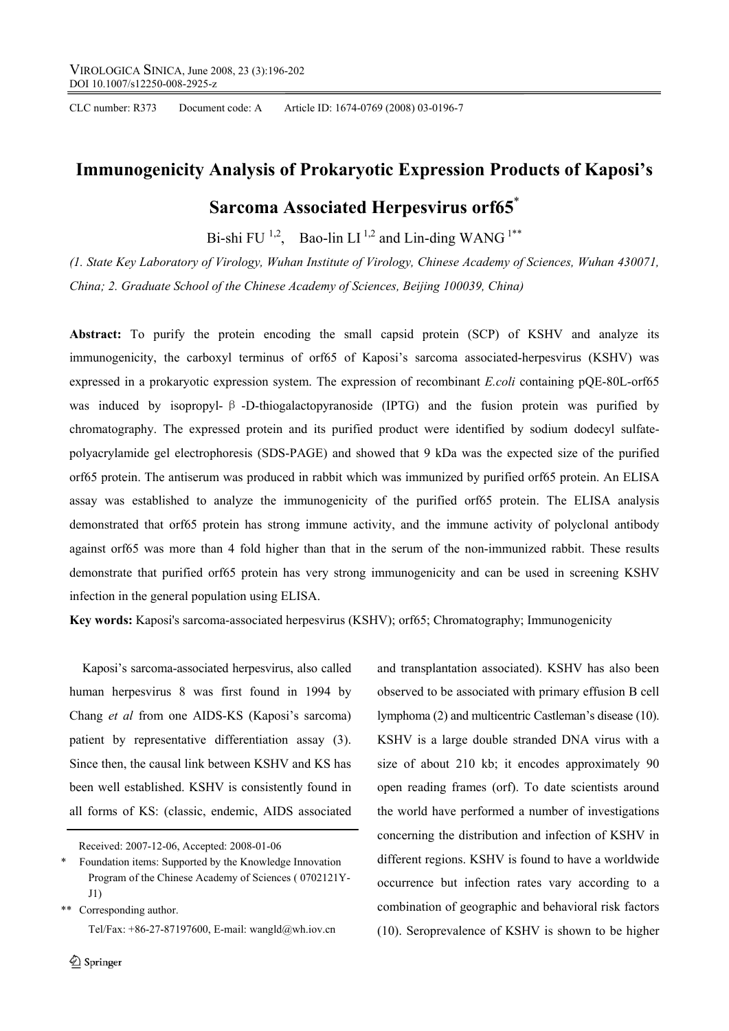CLC number: R373 Document code: A Article ID: 1674-0769 (2008) 03-0196-7

# Immunogenicity Analysis of Prokaryotic Expression Products of Kaposi's Sarcoma Associated Herpesvirus orf65*

Bi-shi FU [1,2], Bao-lin LI [1,2] and Lin-ding WANG [1**]

*(1. State Key Laboratory of Virology, Wuhan Institute of Virology, Chinese Academy of Sciences, Wuhan 430071, China; 2. Graduate School of the Chinese Academy of Sciences, Beijing 100039, China)*

**Abstract:** To purify the protein encoding the small capsid protein (SCP) of KSHV and analyze its immunogenicity, the carboxyl terminus of orf65 of Kaposi's sarcoma associated-herpesvirus (KSHV) was expressed in a prokaryotic expression system. The expression of recombinant *E.coli* containing pQE-80L-orf65 was induced by isopropyl-β-D-thiogalactopyranoside (IPTG) and the fusion protein was purified by chromatography. The expressed protein and its purified product were identified by sodium dodecyl sulfate-polyacrylamide gel electrophoresis (SDS-PAGE) and showed that 9 kDa was the expected size of the purified orf65 protein. The antiserum was produced in rabbit which was immunized by purified orf65 protein. An ELISA assay was established to analyze the immunogenicity of the purified orf65 protein. The ELISA analysis demonstrated that orf65 protein has strong immune activity, and the immune activity of polyclonal antibody against orf65 was more than 4 fold higher than that in the serum of the non-immunized rabbit. These results demonstrate that purified orf65 protein has very strong immunogenicity and can be used in screening KSHV infection in the general population using ELISA.

**Key words:** Kaposi's sarcoma-associated herpesvirus (KSHV); orf65; Chromatography; Immunogenicity

Kaposi's sarcoma-associated herpesvirus, also called human herpesvirus 8 was first found in 1994 by Chang *et al* from one AIDS-KS (Kaposi's sarcoma) patient by representative differentiation assay (3). Since then, the causal link between KSHV and KS has been well established. KSHV is consistently found in all forms of KS: (classic, endemic, AIDS associated and transplantation associated). KSHV has also been observed to be associated with primary effusion B cell lymphoma (2) and multicentric Castleman's disease (10). KSHV is a large double stranded DNA virus with a size of about 210 kb; it encodes approximately 90 open reading frames (orf). To date scientists around the world have performed a number of investigations concerning the distribution and infection of KSHV in different regions. KSHV is found to have a worldwide occurrence but infection rates vary according to a combination of geographic and behavioral risk factors (10). Seroprevalence of KSHV is shown to be higher

Received: 2007-12-06, Accepted: 2008-01-06

\* Foundation items: Supported by the Knowledge Innovation Program of the Chinese Academy of Sciences ( 0702121Y-J1)

\*\* Corresponding author.
Tel/Fax: +86-27-87197600, E-mail: wangld@wh.iov.cn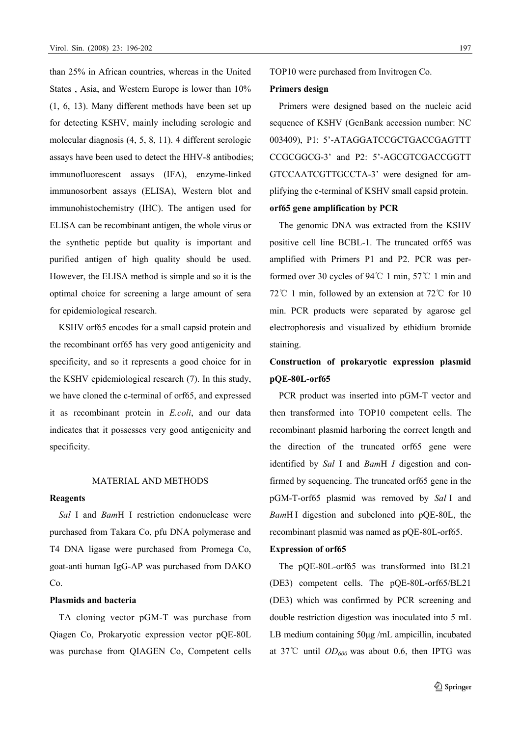than 25% in African countries, whereas in the United States , Asia, and Western Europe is lower than 10% (1, 6, 13). Many different methods have been set up for detecting KSHV, mainly including serologic and molecular diagnosis (4, 5, 8, 11). 4 different serologic assays have been used to detect the HHV-8 antibodies; immunofluorescent assays (IFA), enzyme-linked immunosorbent assays (ELISA), Western blot and immunohistochemistry (IHC). The antigen used for ELISA can be recombinant antigen, the whole virus or the synthetic peptide but quality is important and purified antigen of high quality should be used. However, the ELISA method is simple and so it is the optimal choice for screening a large amount of sera for epidemiological research.

KSHV orf65 encodes for a small capsid protein and the recombinant orf65 has very good antigenicity and specificity, and so it represents a good choice for in the KSHV epidemiological research (7). In this study, we have cloned the c-terminal of orf65, and expressed it as recombinant protein in *E.coli*, and our data indicates that it possesses very good antigenicity and specificity.

## MATERIAL AND METHODS

**Reagents**

*Sal* I and *Bam*H I restriction endonuclease were purchased from Takara Co, pfu DNA polymerase and T4 DNA ligase were purchased from Promega Co, goat-anti human IgG-AP was purchased from DAKO Co.

**Plasmids and bacteria**

TA cloning vector pGM-T was purchase from Qiagen Co, Prokaryotic expression vector pQE-80L was purchase from QIAGEN Co, Competent cells TOP10 were purchased from Invitrogen Co.

**Primers design**

Primers were designed based on the nucleic acid sequence of KSHV (GenBank accession number: NC 003409), P1: 5'-ATAGGATCCGCTGACCGAGTTT CCGCGGCG-3' and P2: 5'-AGCGTCGACCGGTT GTCCAATCGTTGCCTA-3' were designed for amplifying the c-terminal of KSHV small capsid protein.

**orf65 gene amplification by PCR**

The genomic DNA was extracted from the KSHV positive cell line BCBL-1. The truncated orf65 was amplified with Primers P1 and P2. PCR was performed over 30 cycles of 94℃ 1 min, 57℃ 1 min and 72℃ 1 min, followed by an extension at 72℃ for 10 min. PCR products were separated by agarose gel electrophoresis and visualized by ethidium bromide staining.

**Construction of prokaryotic expression plasmid pQE-80L-orf65**

PCR product was inserted into pGM-T vector and then transformed into TOP10 competent cells. The recombinant plasmid harboring the correct length and the direction of the truncated orf65 gene were identified by *Sal* I and *Bam*H *I* digestion and confirmed by sequencing. The truncated orf65 gene in the pGM-T-orf65 plasmid was removed by *Sal* I and *Bam*H I digestion and subcloned into pQE-80L, the recombinant plasmid was named as pQE-80L-orf65.

**Expression of orf65**

The pQE-80L-orf65 was transformed into BL21 (DE3) competent cells. The pQE-80L-orf65/BL21 (DE3) which was confirmed by PCR screening and double restriction digestion was inoculated into 5 mL LB medium containing 50μg /mL ampicillin, incubated at 37℃ until $OD_{600}$ was about 0.6, then IPTG was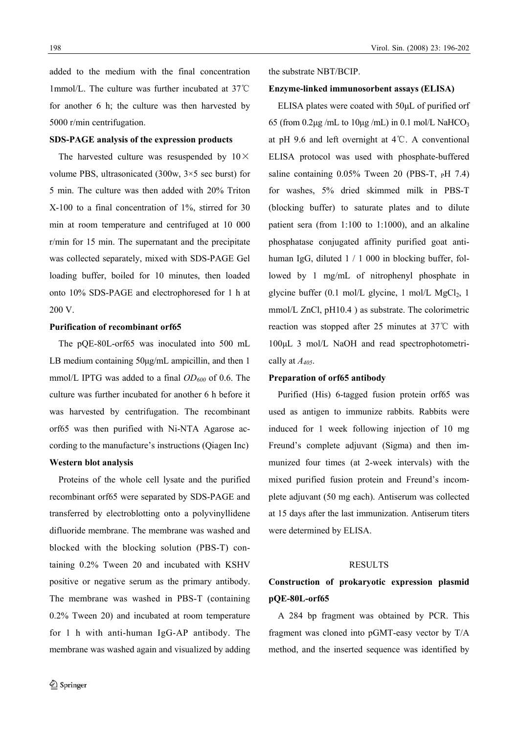added to the medium with the final concentration 1mmol/L. The culture was further incubated at 37℃ for another 6 h; the culture was then harvested by 5000 r/min centrifugation.

**SDS-PAGE analysis of the expression products**

The harvested culture was resuspended by 10× volume PBS, ultrasonicated (300w, 3×5 sec burst) for 5 min. The culture was then added with 20% Triton X-100 to a final concentration of 1%, stirred for 30 min at room temperature and centrifuged at 10 000 r/min for 15 min. The supernatant and the precipitate was collected separately, mixed with SDS-PAGE Gel loading buffer, boiled for 10 minutes, then loaded onto 10% SDS-PAGE and electrophoresed for 1 h at 200 V.

**Purification of recombinant orf65**

The pQE-80L-orf65 was inoculated into 500 mL LB medium containing 50μg/mL ampicillin, and then 1 mmol/L IPTG was added to a final $OD_{600}$ of 0.6. The culture was further incubated for another 6 h before it was harvested by centrifugation. The recombinant orf65 was then purified with Ni-NTA Agarose according to the manufacture's instructions (Qiagen Inc)

**Western blot analysis**

Proteins of the whole cell lysate and the purified recombinant orf65 were separated by SDS-PAGE and transferred by electroblotting onto a polyvinyllidene difluoride membrane. The membrane was washed and blocked with the blocking solution (PBS-T) containing 0.2% Tween 20 and incubated with KSHV positive or negative serum as the primary antibody. The membrane was washed in PBS-T (containing 0.2% Tween 20) and incubated at room temperature for 1 h with anti-human IgG-AP antibody. The membrane was washed again and visualized by adding the substrate NBT/BCIP.

**Enzyme-linked immunosorbent assays (ELISA)**

ELISA plates were coated with 50μL of purified orf 65 (from 0.2μg /mL to 10μg /mL) in 0.1 mol/L $NaHCO_3$ at pH 9.6 and left overnight at 4℃. A conventional ELISA protocol was used with phosphate-buffered saline containing 0.05% Tween 20 (PBS-T, pH 7.4) for washes, 5% dried skimmed milk in PBS-T (blocking buffer) to saturate plates and to dilute patient sera (from 1:100 to 1:1000), and an alkaline phosphatase conjugated affinity purified goat anti-human IgG, diluted 1 / 1 000 in blocking buffer, followed by 1 mg/mL of nitrophenyl phosphate in glycine buffer (0.1 mol/L glycine, 1 mol/L $MgCl_2$, 1 mmol/L ZnCl, pH10.4 ) as substrate. The colorimetric reaction was stopped after 25 minutes at 37℃ with 100μL 3 mol/L NaOH and read spectrophotometrically at $A_{405}$.

**Preparation of orf65 antibody**

Purified (His) 6-tagged fusion protein orf65 was used as antigen to immunize rabbits. Rabbits were induced for 1 week following injection of 10 mg Freund's complete adjuvant (Sigma) and then immunized four times (at 2-week intervals) with the mixed purified fusion protein and Freund's incomplete adjuvant (50 mg each). Antiserum was collected at 15 days after the last immunization. Antiserum titers were determined by ELISA.

## RESULTS

**Construction of prokaryotic expression plasmid pQE-80L-orf65**

A 284 bp fragment was obtained by PCR. This fragment was cloned into pGMT-easy vector by T/A method, and the inserted sequence was identified by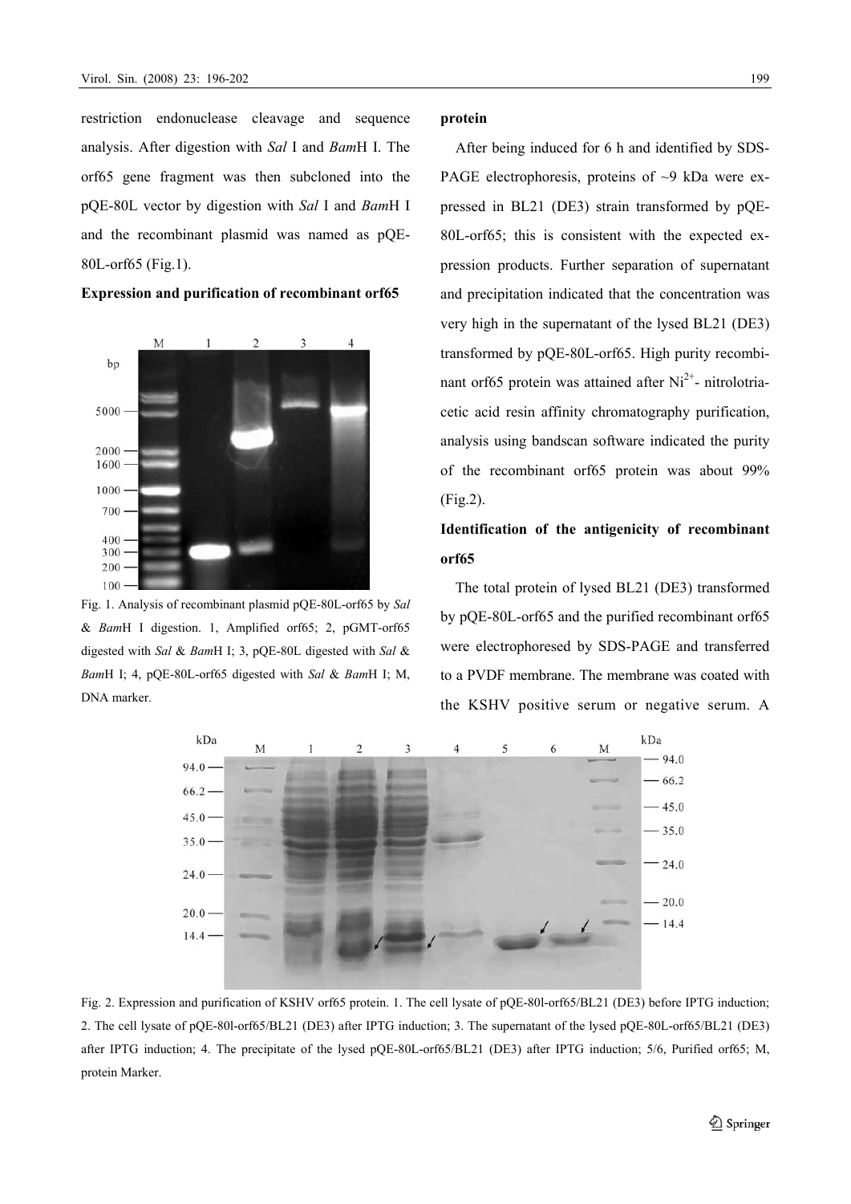restriction endonuclease cleavage and sequence analysis. After digestion with *Sal* I and *Bam*H I. The orf65 gene fragment was then subcloned into the pQE-80L vector by digestion with *Sal* I and *Bam*H I and the recombinant plasmid was named as pQE-80L-orf65 (Fig.1).

**Expression and purification of recombinant orf65 protein**

Fig. 1. Analysis of recombinant plasmid pQE-80L-orf65 by *Sal* & *Bam*H I digestion. 1, Amplified orf65; 2, pGMT-orf65 digested with *Sal* & *Bam*H I; 3, pQE-80L digested with *Sal* & *Bam*H I; 4, pQE-80L-orf65 digested with *Sal* & *Bam*H I; M, DNA marker.

After being induced for 6 h and identified by SDS-PAGE electrophoresis, proteins of ~9 kDa were expressed in BL21 (DE3) strain transformed by pQE-80L-orf65; this is consistent with the expected expression products. Further separation of supernatant and precipitation indicated that the concentration was very high in the supernatant of the lysed BL21 (DE3) transformed by pQE-80L-orf65. High purity recombinant orf65 protein was attained after $Ni^{2+}$- nitrolotriacetic acid resin affinity chromatography purification, analysis using bandscan software indicated the purity of the recombinant orf65 protein was about 99% (Fig.2).

**Identification of the antigenicity of recombinant orf65**

The total protein of lysed BL21 (DE3) transformed by pQE-80L-orf65 and the purified recombinant orf65 were electrophoresed by SDS-PAGE and transferred to a PVDF membrane. The membrane was coated with the KSHV positive serum or negative serum. A

Fig. 2. Expression and purification of KSHV orf65 protein. 1. The cell lysate of pQE-80l-orf65/BL21 (DE3) before IPTG induction; 2. The cell lysate of pQE-80l-orf65/BL21 (DE3) after IPTG induction; 3. The supernatant of the lysed pQE-80L-orf65/BL21 (DE3) after IPTG induction; 4. The precipitate of the lysed pQE-80L-orf65/BL21 (DE3) after IPTG induction; 5/6, Purified orf65; M, protein Marker.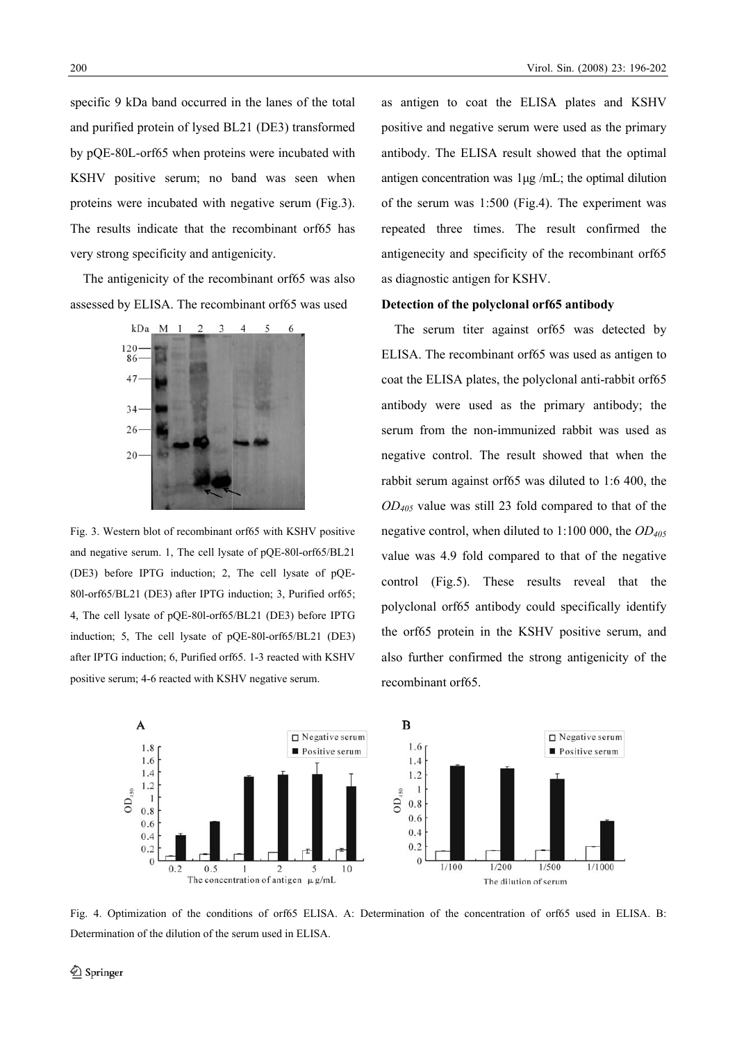specific 9 kDa band occurred in the lanes of the total and purified protein of lysed BL21 (DE3) transformed by pQE-80L-orf65 when proteins were incubated with KSHV positive serum; no band was seen when proteins were incubated with negative serum (Fig.3). The results indicate that the recombinant orf65 has very strong specificity and antigenicity.

The antigenicity of the recombinant orf65 was also assessed by ELISA. The recombinant orf65 was used as antigen to coat the ELISA plates and KSHV positive and negative serum were used as the primary antibody. The ELISA result showed that the optimal antigen concentration was 1μg /mL; the optimal dilution of the serum was 1:500 (Fig.4). The experiment was repeated three times. The result confirmed the antigenecity and specificity of the recombinant orf65 as diagnostic antigen for KSHV.

Fig. 3. Western blot of recombinant orf65 with KSHV positive and negative serum. 1, The cell lysate of pQE-80l-orf65/BL21 (DE3) before IPTG induction; 2, The cell lysate of pQE-80l-orf65/BL21 (DE3) after IPTG induction; 3, Purified orf65; 4, The cell lysate of pQE-80l-orf65/BL21 (DE3) before IPTG induction; 5, The cell lysate of pQE-80l-orf65/BL21 (DE3) after IPTG induction; 6, Purified orf65. 1-3 reacted with KSHV positive serum; 4-6 reacted with KSHV negative serum.

**Detection of the polyclonal orf65 antibody**

The serum titer against orf65 was detected by ELISA. The recombinant orf65 was used as antigen to coat the ELISA plates, the polyclonal anti-rabbit orf65 antibody were used as the primary antibody; the serum from the non-immunized rabbit was used as negative control. The result showed that when the rabbit serum against orf65 was diluted to 1:6 400, the $OD_{405}$ value was still 23 fold compared to that of the negative control, when diluted to 1:100 000, the $OD_{405}$ value was 4.9 fold compared to that of the negative control (Fig.5). These results reveal that the polyclonal orf65 antibody could specifically identify the orf65 protein in the KSHV positive serum, and also further confirmed the strong antigenicity of the recombinant orf65.

Fig. 4. Optimization of the conditions of orf65 ELISA. A: Determination of the concentration of orf65 used in ELISA. B: Determination of the dilution of the serum used in ELISA.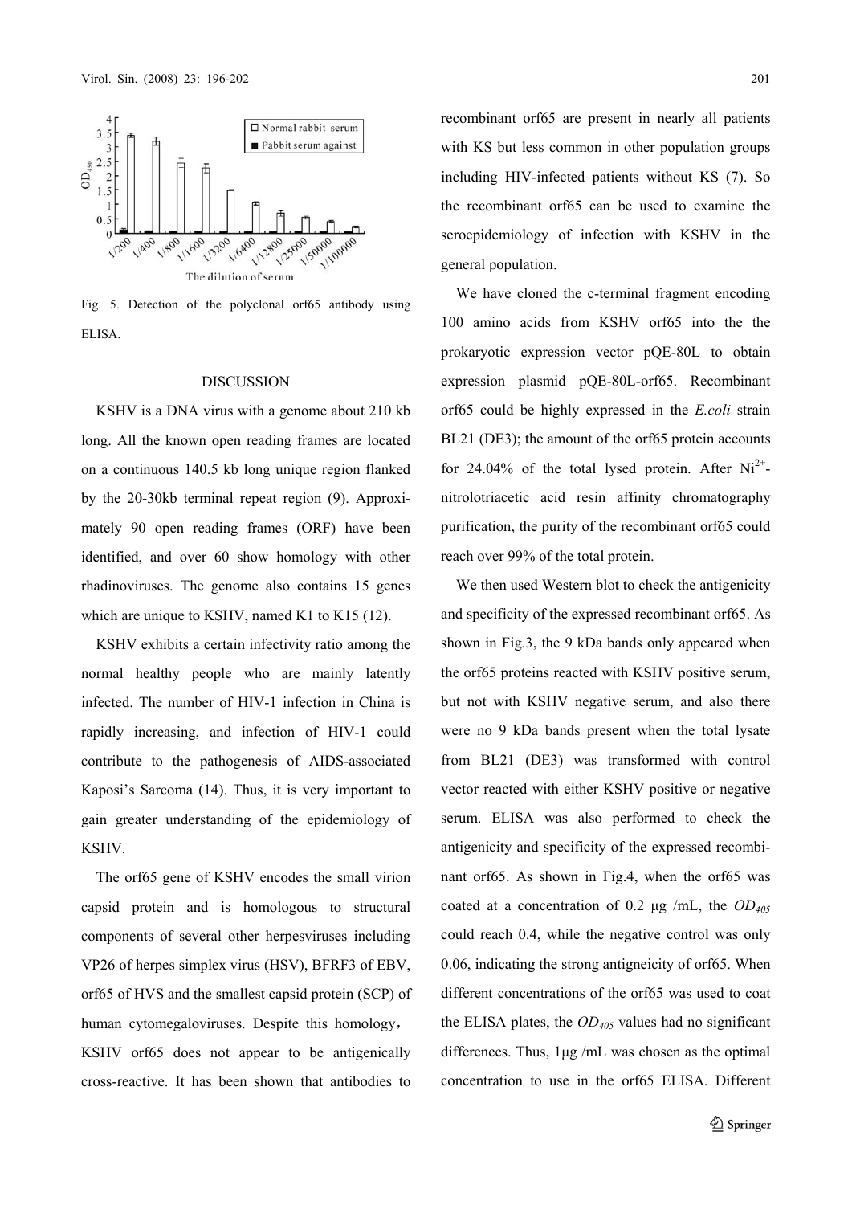Fig. 5. Detection of the polyclonal orf65 antibody using ELISA.

## DISCUSSION

KSHV is a DNA virus with a genome about 210 kb long. All the known open reading frames are located on a continuous 140.5 kb long unique region flanked by the 20-30kb terminal repeat region (9). Approximately 90 open reading frames (ORF) have been identified, and over 60 show homology with other rhadinoviruses. The genome also contains 15 genes which are unique to KSHV, named K1 to K15 (12).

KSHV exhibits a certain infectivity ratio among the normal healthy people who are mainly latently infected. The number of HIV-1 infection in China is rapidly increasing, and infection of HIV-1 could contribute to the pathogenesis of AIDS-associated Kaposi's Sarcoma (14). Thus, it is very important to gain greater understanding of the epidemiology of KSHV.

The orf65 gene of KSHV encodes the small virion capsid protein and is homologous to structural components of several other herpesviruses including VP26 of herpes simplex virus (HSV), BFRF3 of EBV, orf65 of HVS and the smallest capsid protein (SCP) of human cytomegaloviruses. Despite this homology, KSHV orf65 does not appear to be antigenically cross-reactive. It has been shown that antibodies to recombinant orf65 are present in nearly all patients with KS but less common in other population groups including HIV-infected patients without KS (7). So the recombinant orf65 can be used to examine the seroepidemiology of infection with KSHV in the general population.

We have cloned the c-terminal fragment encoding 100 amino acids from KSHV orf65 into the the prokaryotic expression vector pQE-80L to obtain expression plasmid pQE-80L-orf65. Recombinant orf65 could be highly expressed in the *E.coli* strain BL21 (DE3); the amount of the orf65 protein accounts for 24.04% of the total lysed protein. After $Ni^{2+}$-nitrolotriacetic acid resin affinity chromatography purification, the purity of the recombinant orf65 could reach over 99% of the total protein.

We then used Western blot to check the antigenicity and specificity of the expressed recombinant orf65. As shown in Fig.3, the 9 kDa bands only appeared when the orf65 proteins reacted with KSHV positive serum, but not with KSHV negative serum, and also there were no 9 kDa bands present when the total lysate from BL21 (DE3) was transformed with control vector reacted with either KSHV positive or negative serum. ELISA was also performed to check the antigenicity and specificity of the expressed recombinant orf65. As shown in Fig.4, when the orf65 was coated at a concentration of 0.2 μg /mL, the $OD_{405}$ could reach 0.4, while the negative control was only 0.06, indicating the strong antigneicity of orf65. When different concentrations of the orf65 was used to coat the ELISA plates, the $OD_{405}$ values had no significant differences. Thus, 1μg /mL was chosen as the optimal concentration to use in the orf65 ELISA. Different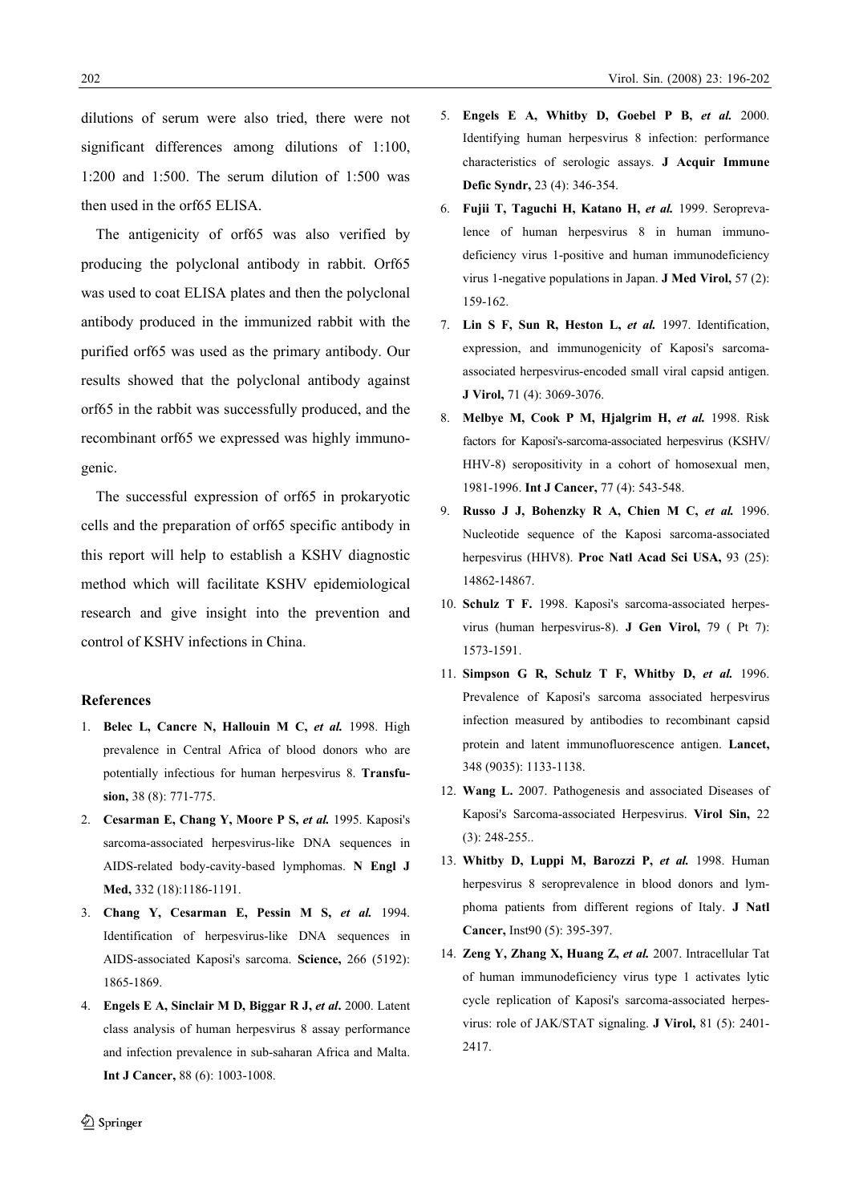dilutions of serum were also tried, there were not significant differences among dilutions of 1:100, 1:200 and 1:500. The serum dilution of 1:500 was then used in the orf65 ELISA.

The antigenicity of orf65 was also verified by producing the polyclonal antibody in rabbit. Orf65 was used to coat ELISA plates and then the polyclonal antibody produced in the immunized rabbit with the purified orf65 was used as the primary antibody. Our results showed that the polyclonal antibody against orf65 in the rabbit was successfully produced, and the recombinant orf65 we expressed was highly immunogenic.

The successful expression of orf65 in prokaryotic cells and the preparation of orf65 specific antibody in this report will help to establish a KSHV diagnostic method which will facilitate KSHV epidemiological research and give insight into the prevention and control of KSHV infections in China.

## References

1. **Belec L, Cancre N, Hallouin M C, *et al.*** 1998. High prevalence in Central Africa of blood donors who are potentially infectious for human herpesvirus 8. **Transfusion,** 38 (8): 771-775.
2. **Cesarman E, Chang Y, Moore P S, *et al.*** 1995. Kaposi's sarcoma-associated herpesvirus-like DNA sequences in AIDS-related body-cavity-based lymphomas. **N Engl J Med,** 332 (18):1186-1191.
3. **Chang Y, Cesarman E, Pessin M S, *et al.*** 1994. Identification of herpesvirus-like DNA sequences in AIDS-associated Kaposi's sarcoma. **Science,** 266 (5192): 1865-1869.
4. **Engels E A, Sinclair M D, Biggar R J, *et al*.** 2000. Latent class analysis of human herpesvirus 8 assay performance and infection prevalence in sub-saharan Africa and Malta. **Int J Cancer,** 88 (6): 1003-1008.
5. **Engels E A, Whitby D, Goebel P B, *et al.*** 2000. Identifying human herpesvirus 8 infection: performance characteristics of serologic assays. **J Acquir Immune Defic Syndr,** 23 (4): 346-354.
6. **Fujii T, Taguchi H, Katano H, *et al.*** 1999. Seroprevalence of human herpesvirus 8 in human immunodeficiency virus 1-positive and human immunodeficiency virus 1-negative populations in Japan. **J Med Virol,** 57 (2): 159-162.
7. **Lin S F, Sun R, Heston L, *et al.*** 1997. Identification, expression, and immunogenicity of Kaposi's sarcoma-associated herpesvirus-encoded small viral capsid antigen. **J Virol,** 71 (4): 3069-3076.
8. **Melbye M, Cook P M, Hjalgrim H, *et al.*** 1998. Risk factors for Kaposi's-sarcoma-associated herpesvirus (KSHV/HHV-8) seropositivity in a cohort of homosexual men, 1981-1996. **Int J Cancer,** 77 (4): 543-548.
9. **Russo J J, Bohenzky R A, Chien M C, *et al.*** 1996. Nucleotide sequence of the Kaposi sarcoma-associated herpesvirus (HHV8). **Proc Natl Acad Sci USA,** 93 (25): 14862-14867.
10. **Schulz T F.** 1998. Kaposi's sarcoma-associated herpesvirus (human herpesvirus-8). **J Gen Virol,** 79 ( Pt 7): 1573-1591.
11. **Simpson G R, Schulz T F, Whitby D, *et al.*** 1996. Prevalence of Kaposi's sarcoma associated herpesvirus infection measured by antibodies to recombinant capsid protein and latent immunofluorescence antigen. **Lancet,** 348 (9035): 1133-1138.
12. **Wang L.** 2007. Pathogenesis and associated Diseases of Kaposi's Sarcoma-associated Herpesvirus. **Virol Sin,** 22 (3): 248-255..
13. **Whitby D, Luppi M, Barozzi P, *et al.*** 1998. Human herpesvirus 8 seroprevalence in blood donors and lymphoma patients from different regions of Italy. **J Natl Cancer,** Inst90 (5): 395-397.
14. **Zeng Y, Zhang X, Huang Z, *et al.*** 2007. Intracellular Tat of human immunodeficiency virus type 1 activates lytic cycle replication of Kaposi's sarcoma-associated herpesvirus: role of JAK/STAT signaling. **J Virol,** 81 (5): 2401-2417.